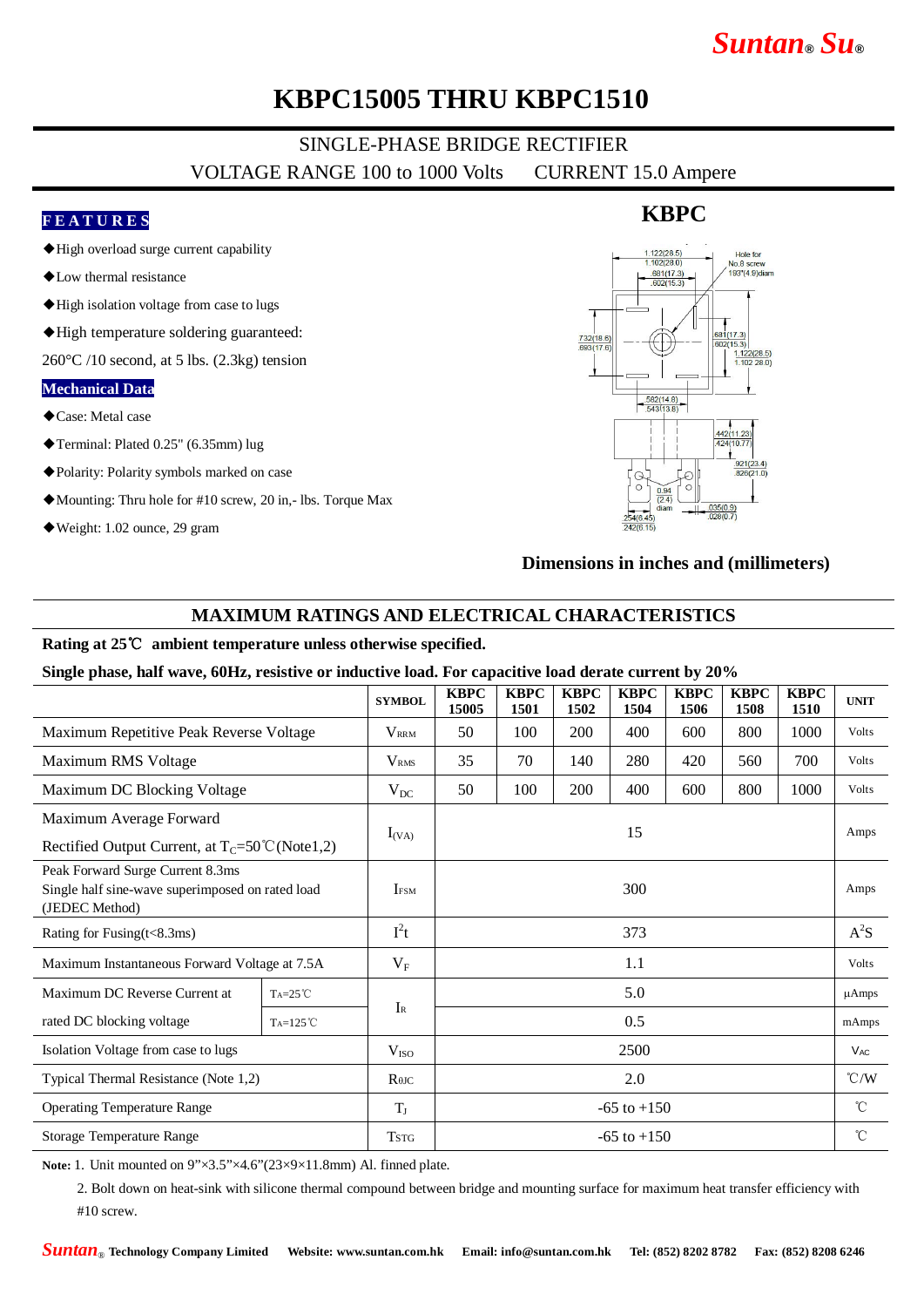# KBPC15005 THRU KBPC1510

SINGLE-PHASE BRIDGE RECTIFIER

VOLTAGE RANGE 100 to 1000 Volts CURRENT 15.0 Ampere

## FEATURES

- ◆High overload surge current capability
- ◆Low thermal resistance
- ◆High isolation voltage from case to lugs
- ◆High temperature soldering guaranteed: 260°C /10 second, at 5 lbs. (2.3kg) tension

## Mechanical Data

- ◆Case: Metal case
- ◆Terminal: Plated 0.25" (6.35mm) lug
- ◆Polarity: Polarity symbols marked on case
- ◆Mounting: Thru hole for #10 screw, 20 in,- lbs. Torque Max
- ◆Weight: 1.02 ounce, 29 gram

**KBPC**

**Dimensions in inches and (millimeters)**

## MAXIMUM RATINGS AND ELECTRICAL CHARACTERISTICS

**Rating at 25℃ ambient temperature unless otherwise specified.**

**Single phase, half wave, 60Hz, resistive or inductive load. For capacitive load derate current by 20%**

| | | SYMBOL | KBPC 15005 | KBPC 1501 | KBPC 1502 | KBPC 1504 | KBPC 1506 | KBPC 1508 | KBPC 1510 | UNIT |
|---|---|---|---|---|---|---|---|---|---|---|
| Maximum Repetitive Peak Reverse Voltage | | $V_{RRM}$ | 50 | 100 | 200 | 400 | 600 | 800 | 1000 | Volts |
| Maximum RMS Voltage | | $V_{RMS}$ | 35 | 70 | 140 | 280 | 420 | 560 | 700 | Volts |
| Maximum DC Blocking Voltage | | $V_{DC}$ | 50 | 100 | 200 | 400 | 600 | 800 | 1000 | Volts |
| Maximum Average Forward Rectified Output Current, at $T_C$=50℃(Note1,2) | | $I_{(VA)}$ | 15 | | | | | | | Amps |
| Peak Forward Surge Current 8.3ms Single half sine-wave superimposed on rated load (JEDEC Method) | | $I_{FSM}$ | 300 | | | | | | | Amps |
| Rating for Fusing(t<8.3ms) | | $I^2t$ | 373 | | | | | | | $A^2S$ |
| Maximum Instantaneous Forward Voltage at 7.5A | | $V_F$ | 1.1 | | | | | | | Volts |
| Maximum DC Reverse Current at rated DC blocking voltage | $T_A$=25℃ | $I_R$ | 5.0 | | | | | | | µAmps |
| | $T_A$=125℃ | | 0.5 | | | | | | | mAmps |
| Isolation Voltage from case to lugs | | $V_{ISO}$ | 2500 | | | | | | | $V_{AC}$ |
| Typical Thermal Resistance (Note 1,2) | | $R_{θJC}$ | 2.0 | | | | | | | ℃/W |
| Operating Temperature Range | | $T_J$ | -65 to +150 | | | | | | | ℃ |
| Storage Temperature Range | | $T_{STG}$ | -65 to +150 | | | | | | | ℃ |

**Note:** 1. Unit mounted on 9”×3.5”×4.6”(23×9×11.8mm) Al. finned plate.

2. Bolt down on heat-sink with silicone thermal compound between bridge and mounting surface for maximum heat transfer efficiency with #10 screw.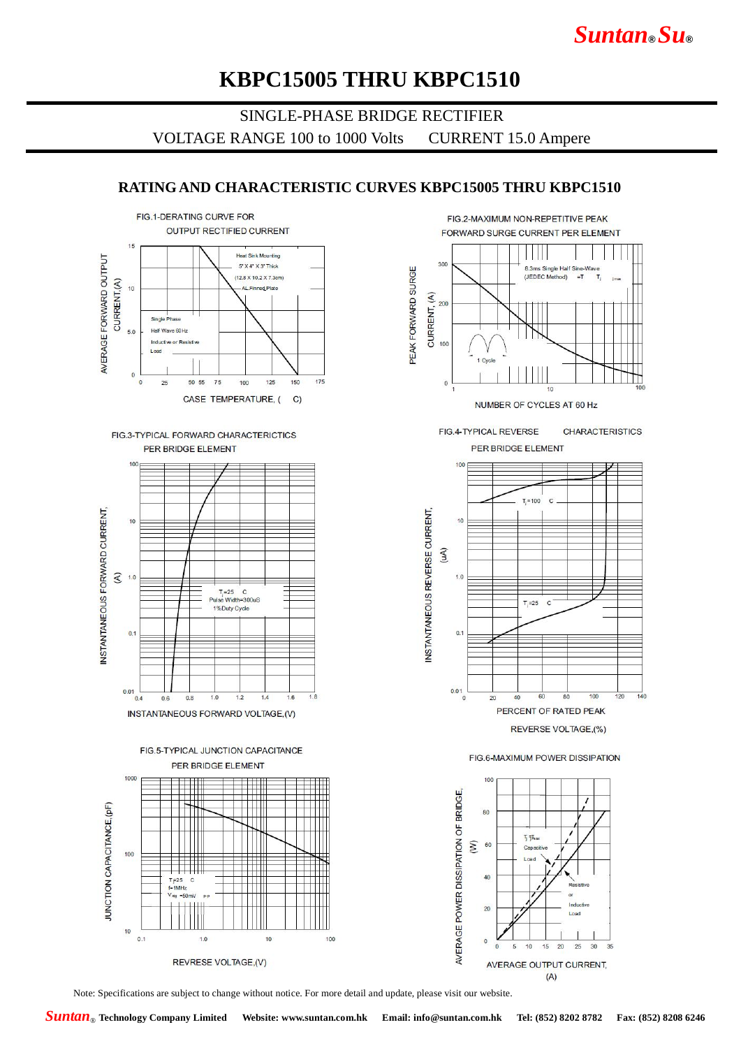# KBPC15005 THRU KBPC1510

SINGLE-PHASE BRIDGE RECTIFIER

VOLTAGE RANGE 100 to 1000 Volts  CURRENT 15.0 Ampere

## RATING AND CHARACTERISTIC CURVES KBPC15005 THRU KBPC1510

FIG.1-DERATING CURVE FOR OUTPUT RECTIFIED CURRENT

AVERAGE FORWARD OUTPUT CURRENT,(A)

15
10
5.0
0

0 25 50 55 75 100 125 150 175

CASE TEMPERATURE, ( C)

Heat Sink Mounting
5" X 4" X 3" Thick
(12.8 X 10.2 X 7.3cm)
AL.Finned Plate

Single Phase
Half Wave 60 Hz
Inductive or Resistive
Load

FIG.2-MAXIMUM NON-REPETITIVE PEAK FORWARD SURGE CURRENT PER ELEMENT

PEAK FORWARD SURGE CURRENT, (A)

300
200
100
0

1 10 100

NUMBER OF CYCLES AT 60 Hz

8.3ms Single Half Sine-Wave
(JEDEC Method) $=T_{J}$ $T_{jmax}$

1 Cycle

FIG.3-TYPICAL FORWARD CHARACTERICTICS PER BRIDGE ELEMENT

INSTANTANEOUS FORWARD CURRENT, (A)

100
10
1.0
0.1
0.01

0.4 0.6 0.8 1.0 1.2 1.4 1.6 1.8

INSTANTANEOUS FORWARD VOLTAGE,(V)

$T_J$=25 C
Pulse Width=300uS
1%Duty Cycle

FIG.4-TYPICAL REVERSE CHARACTERISTICS PER BRIDGE ELEMENT

INSTANTANEOUS REVERSE CURRENT, (uA)

100
10
1.0
0.1
0.01

0 20 40 60 80 100 120 140

PERCENT OF RATED PEAK REVERSE VOLTAGE,(%)

$T_J$=100 C

$T_J$=25 C

FIG.5-TYPICAL JUNCTION CAPACITANCE PER BRIDGE ELEMENT

JUNCTION CAPACITANCE,(pF)

1000
100
10

0.1 1.0 10 100

REVRESE VOLTAGE,(V)

$T_J$=25 C
f=1MHz
$V_{sig}$=50mV P-P

FIG.6-MAXIMUM POWER DISSIPATION

AVERAGE POWER DISSIPATION OF BRIDGE, (W)

100
80
60
40
20
0

0 5 10 15 20 25 30 35

AVERAGE OUTPUT CURRENT, (A)

$T_J=T_{Jmax}$
Capacitive
Load

Resistive
or
Inductive
Load

Note: Specifications are subject to change without notice. For more detail and update, please visit our website.

*Suntan*® Technology Company Limited  Website: www.suntan.com.hk  Email: info@suntan.com.hk  Tel: (852) 8202 8782  Fax: (852) 8208 6246